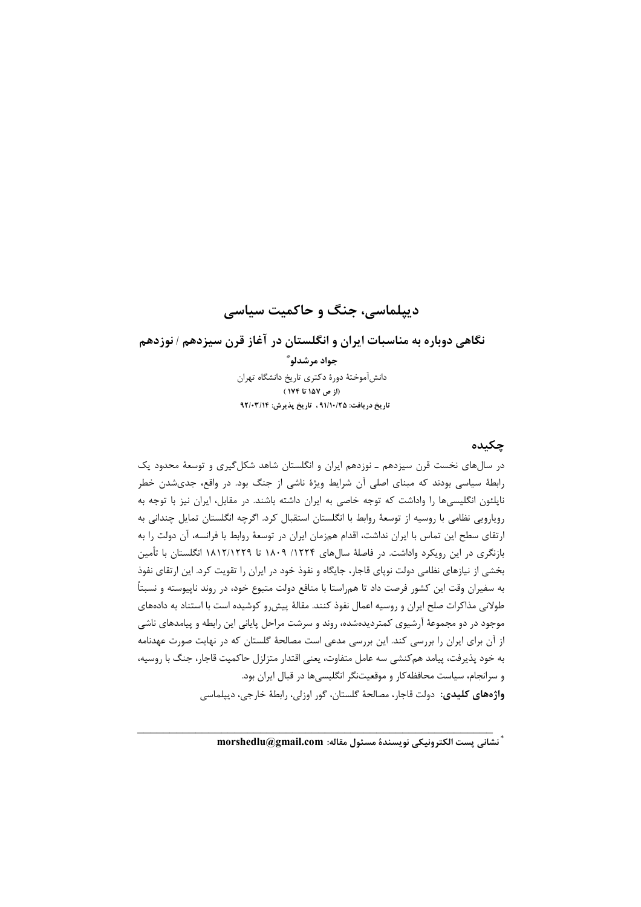# دیپلماسی، جنگ و حاکمیت سیاسی

## نگاهی دوباره به مناسبات ایران و انگلستان در آغاز قرن سیزدهم / نوزدهم

**جواد مرشدلو***

دانش‌آموختهٔ دورهٔ دکتری تاریخ دانشگاه تهران

**(از ص ۱۵۷ تا ۱۷۴)**

**تاریخ دریافت: ۹۱/۱۰/۲۵ ، تاریخ پذیرش: ۹۲/۰۳/۱۴**

### چکیده

در سال‌های نخست قرن سیزدهم ـ نوزدهم ایران و انگلستان شاهد شکل‌گیری و توسعهٔ محدود یک رابطهٔ سیاسی بودند که مبنای اصلی آن شرایط ویژهٔ ناشی از جنگ بود. در واقع، جدی‌شدن خطر ناپلئون انگلیسی‌ها را واداشت که توجه خاصی به ایران داشته باشند. در مقابل، ایران نیز با توجه به رویارویی نظامی با روسیه از توسعهٔ روابط با انگلستان استقبال کرد. اگرچه انگلستان تمایل چندانی به ارتقای سطح این تماس با ایران نداشت، اقدام هم‌زمان ایران در توسعهٔ روابط با فرانسه، آن دولت را به بازنگری در این رویکرد واداشت. در فاصلهٔ سال‌های ۱۲۲۴/ ۱۸۰۹ تا ۱۸۱۲/۱۲۲۹ انگلستان با تأمین بخشی از نیازهای نظامی دولت نوپای قاجار، جایگاه و نفوذ خود در ایران را تقویت کرد. این ارتقای نفوذ به سفیران وقت این کشور فرصت داد تا هم‌راستا با منافع دولت متبوع خود، در روند ناپیوسته و نسبتاً طولانی مذاکرات صلح ایران و روسیه اعمال نفوذ کنند. مقالهٔ پیش‌رو کوشیده است با استناد به داده‌های موجود در دو مجموعهٔ آرشیوی کمتردیده‌شده، روند و سرشت مراحل پایانی این رابطه و پیامدهای ناشی از آن برای ایران را بررسی کند. این بررسی مدعی است مصالحهٔ گلستان که در نهایت صورت عهدنامه به خود پذیرفت، پیامد هم‌کنشی سه عامل متفاوت، یعنی اقتدار متزلزل حاکمیت قاجار، جنگ با روسیه، و سرانجام، سیاست محافظه‌کار و موقعیت‌نگر انگلیسی‌ها در قبال ایران بود.

**واژه‌های کلیدی:** دولت قاجار، مصالحهٔ گلستان، گور اوزلی، رابطهٔ خارجی، دیپلماسی

---

* **نشانی پست الکترونیکی نویسندهٔ مسئول مقاله: morshedlu@gmail.com**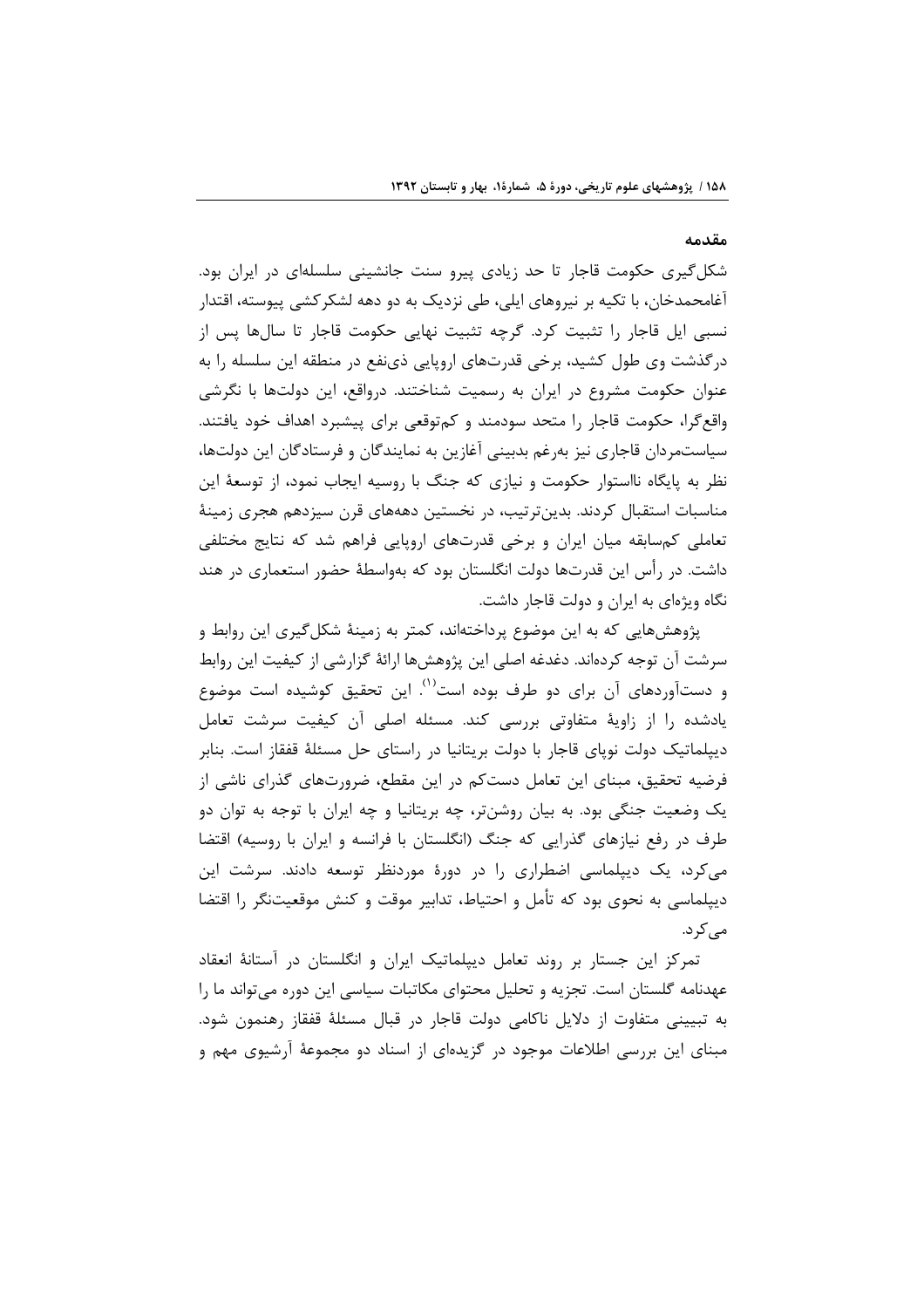## مقدمه

شکل‌گیری حکومت قاجار تا حد زیادی پیرو سنت جانشینی سلسله‌ای در ایران بود. آغامحمدخان، با تکیه بر نیروهای ایلی، طی نزدیک به دو دهه لشکرکشی پیوسته، اقتدار نسبی ایل قاجار را تثبیت کرد. گرچه تثبیت نهایی حکومت قاجار تا سال‌ها پس از درگذشت وی طول کشید، برخی قدرت‌های اروپایی ذی‌نفع در منطقه این سلسله را به عنوان حکومت مشروع در ایران به رسمیت شناختند. درواقع، این دولت‌ها با نگرشی واقع‌گرا، حکومت قاجار را متحد سودمند و کم‌توقعی برای پیشبرد اهداف خود یافتند. سیاستمردان قاجاری نیز به‌رغم بدبینی آغازین به نمایندگان و فرستادگان این دولت‌ها، نظر به پایگاه نااستوار حکومت و نیازی که جنگ با روسیه ایجاب نمود، از توسعهٔ این مناسبات استقبال کردند. بدین‌ترتیب، در نخستین دهه‌های قرن سیزدهم هجری زمینهٔ تعاملی کم‌سابقه میان ایران و برخی قدرت‌های اروپایی فراهم شد که نتایج مختلفی داشت. در رأس این قدرت‌ها دولت انگلستان بود که به‌واسطهٔ حضور استعماری در هند نگاه ویژه‌ای به ایران و دولت قاجار داشت.

پژوهش‌هایی که به این موضوع پرداخته‌اند، کمتر به زمینهٔ شکل‌گیری این روابط و سرشت آن توجه کرده‌اند. دغدغه اصلی این پژوهش‌ها ارائهٔ گزارشی از کیفیت این روابط و دست‌آوردهای آن برای دو طرف بوده است[1]. این تحقیق کوشیده است موضوع یادشده را از زاویهٔ متفاوتی بررسی کند. مسئله اصلی آن کیفیت سرشت تعامل دیپلماتیک دولت نوپای قاجار با دولت بریتانیا در راستای حل مسئلهٔ قفقاز است. بنابر فرضیه تحقیق، مبنای این تعامل دست‌کم در این مقطع، ضرورت‌های گذرای ناشی از یک وضعیت جنگی بود. به بیان روشن‌تر، چه بریتانیا و چه ایران با توجه به توان دو طرف در رفع نیازهای گذرایی که جنگ (انگلستان با فرانسه و ایران با روسیه) اقتضا می‌کرد، یک دیپلماسی اضطراری را در دورهٔ موردنظر توسعه دادند. سرشت این دیپلماسی به نحوی بود که تأمل و احتیاط، تدابیر موقت و کنش موقعیت‌نگر را اقتضا می‌کرد.

تمرکز این جستار بر روند تعامل دیپلماتیک ایران و انگلستان در آستانهٔ انعقاد عهدنامه گلستان است. تجزیه و تحلیل محتوای مکاتبات سیاسی این دوره می‌تواند ما را به تبیینی متفاوت از دلایل ناکامی دولت قاجار در قبال مسئلهٔ قفقاز رهنمون شود. مبنای این بررسی اطلاعات موجود در گزیده‌ای از اسناد دو مجموعهٔ آرشیوی مهم و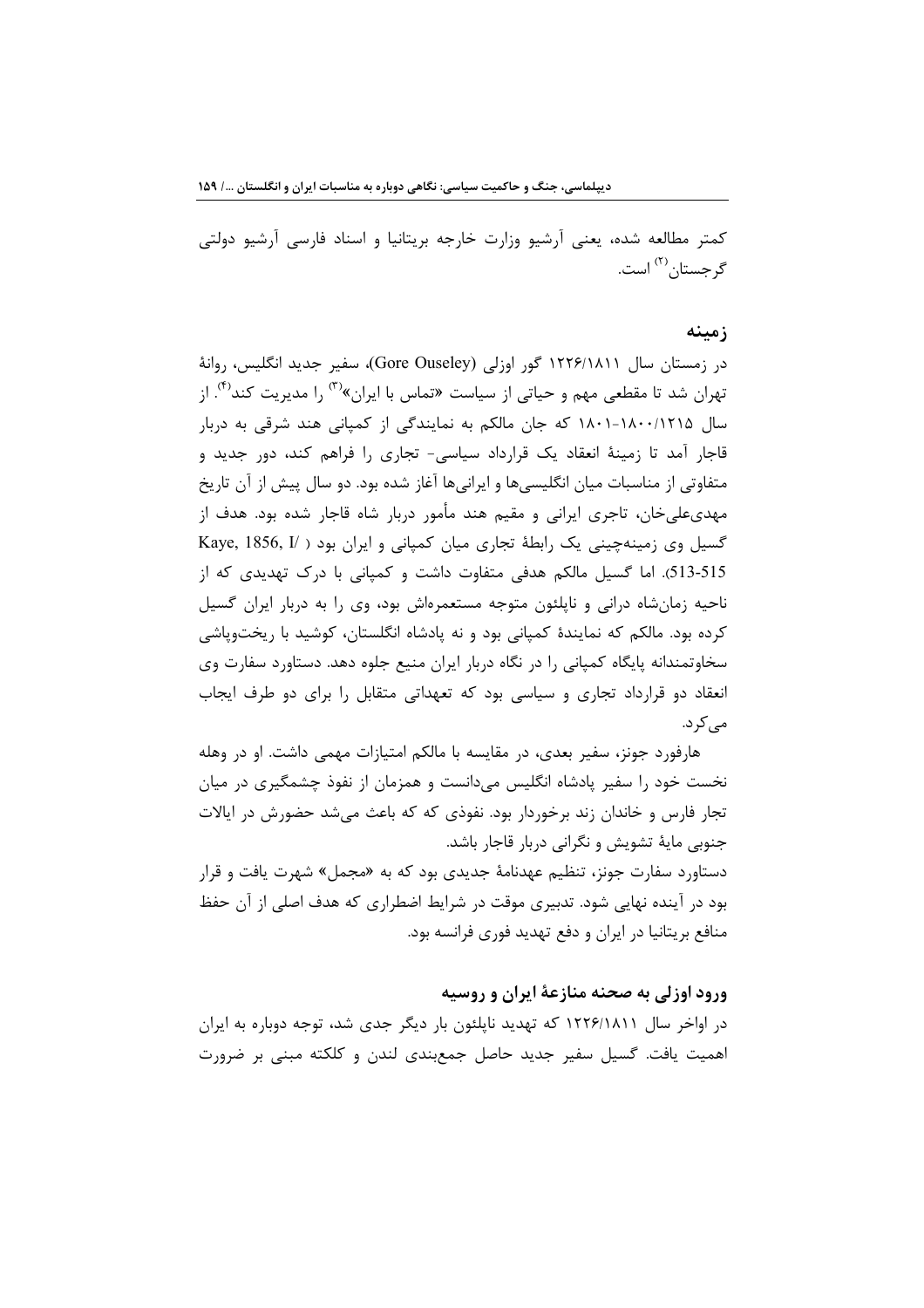کمتر مطالعه شده، یعنی آرشیو وزارت خارجه بریتانیا و اسناد فارسی آرشیو دولتی گرجستان[۲] است.

## زمینه

در زمستان سال ۱۲۲۶/۱۸۱۱ گور اوزلی (Gore Ouseley)، سفیر جدید انگلیس، روانهٔ تهران شد تا مقطعی مهم و حیاتی از سیاست «تماس با ایران»[۳] را مدیریت کند[۴]. از سال ۱۲۱۵/۱۸۰۰-۱۸۰۱ که جان مالکم به نمایندگی از کمپانی هند شرقی به دربار قاجار آمد تا زمینهٔ انعقاد یک قرارداد سیاسی- تجاری را فراهم کند، دور جدید و متفاوتی از مناسبات میان انگلیسی‌ها و ایرانی‌ها آغاز شده بود. دو سال پیش از آن تاریخ مهدی‌علی‌خان، تاجری ایرانی و مقیم هند مأمور دربار شاه قاجار شده بود. هدف از گسیل وی زمینه‌چینی یک رابطهٔ تجاری میان کمپانی و ایران بود ( Kaye, 1856, I/ 513-515). اما گسیل مالکم هدفی متفاوت داشت و کمپانی با درک تهدیدی که از ناحیهٔ زمان‌شاه درانی و ناپلئون متوجه مستعمره‌اش بود، وی را به دربار ایران گسیل کرده بود. مالکم که نمایندهٔ کمپانی بود و نه پادشاه انگلستان، کوشید با ریخت‌وپاشی سخاوتمندانه پایگاه کمپانی را در نگاه دربار ایران منیع جلوه دهد. دستاورد سفارت وی انعقاد دو قرارداد تجاری و سیاسی بود که تعهداتی متقابل را برای دو طرف ایجاب می‌کرد.

هارفورد جونز، سفیر بعدی، در مقایسه با مالکم امتیازات مهمی داشت. او در وهله نخست خود را سفیر پادشاه انگلیس می‌دانست و همزمان از نفوذ چشمگیری در میان تجار فارس و خاندان زند برخوردار بود. نفوذی که که باعث می‌شد حضورش در ایالات جنوبی مایهٔ تشویش و نگرانی دربار قاجار باشد.

دستاورد سفارت جونز، تنظیم عهدنامهٔ جدیدی بود که به «مجمل» شهرت یافت و قرار بود در آینده نهایی شود. تدبیری موقت در شرایط اضطراری که هدف اصلی از آن حفظ منافع بریتانیا در ایران و دفع تهدید فوری فرانسه بود.

### ورود اوزلی به صحنه منازعهٔ ایران و روسیه

در اواخر سال ۱۲۲۶/۱۸۱۱ که تهدید ناپلئون بار دیگر جدی شد، توجه دوباره به ایران اهمیت یافت. گسیل سفیر جدید حاصل جمع‌بندی لندن و کلکته مبنی بر ضرورت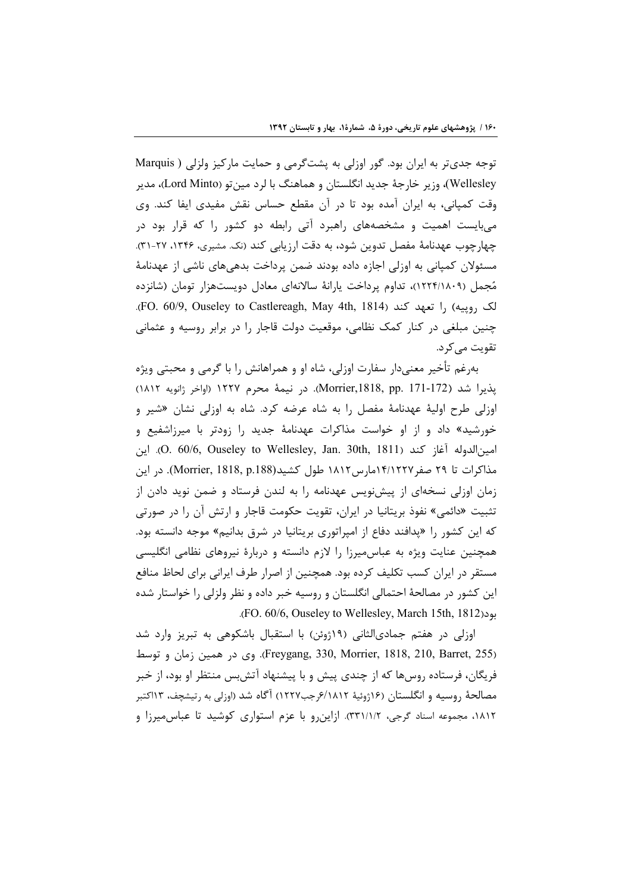توجه جدی‌تر به ایران بود. گور اوزلی به پشت‌گرمی و حمایت مارکیز ولزلی (Marquis Wellesley)، وزیر خارجهٔ جدید انگلستان و هماهنگ با لرد مین‌تو (Lord Minto)، مدیر وقت کمپانی، به ایران آمده بود تا در آن مقطع حساس نقش مفیدی ایفا کند. وی می‌بایست اهمیت و مشخصه‌های راهبرد آتی رابطه دو کشور را که قرار بود در چهارچوب عهدنامهٔ مفصل تدوین شود، به دقت ارزیابی کند (نک. مشیری، ۱۳۴۶، ۲۷-۳۱). مسئولان کمپانی به اوزلی اجازه داده بودند ضمن پرداخت بدهی‌های ناشی از عهدنامهٔ مُجمل (۱۲۲۴/۱۸۰۹)، تداوم پرداخت یارانهٔ سالانه‌ای معادل دویست‌هزار تومان (شانزده لک روپیه) را تعهد کند (FO. 60/9, Ouseley to Castlereagh, May 4th, 1814). چنین مبلغی در کنار کمک نظامی، موقعیت دولت قاجار را در برابر روسیه و عثمانی تقویت می‌کرد.

به‌رغم تأخیر معنی‌دار سفارت اوزلی، شاه او و همراهانش را با گرمی و محبتی ویژه پذیرا شد (Morrier,1818, pp. 171-172). در نیمهٔ محرم ۱۲۲۷ (اواخر ژانویه ۱۸۱۲) اوزلی طرح اولیهٔ عهدنامهٔ مفصل را به شاه عرضه کرد. شاه به اوزلی نشان «شیر و خورشید» داد و از او خواست مذاکرات عهدنامهٔ جدید را زودتر با میرزاشفیع و امین‌الدوله آغاز کند (O. 60/6, Ouseley to Wellesley, Jan. 30th, 1811). این مذاکرات تا ۲۹ صفر۱۴/۱۲۲۷مارس۱۸۱۲ طول کشید(Morrier, 1818, p.188). در این زمان اوزلی نسخه‌ای از پیش‌نویس عهدنامه را به لندن فرستاد و ضمن نوید دادن از تثبیت «دائمی» نفوذ بریتانیا در ایران، تقویت حکومت قاجار و ارتش آن را در صورتی که این کشور را «پدافند دفاع از امپراتوری بریتانیا در شرق بدانیم» موجه دانسته بود. همچنین عنایت ویژه به عباس‌میرزا را لازم دانسته و دربارهٔ نیروهای نظامی انگلیسی مستقر در ایران کسب تکلیف کرده بود. همچنین از اصرار طرف ایرانی برای لحاظ منافع این کشور در مصالحهٔ احتمالی انگلستان و روسیه خبر داده و نظر ولزلی را خواستار شده بود(FO. 60/6, Ouseley to Wellesley, March 15th, 1812).

اوزلی در هفتم جمادی‌الثانی (۱۹ژوئن) با استقبال باشکوهی به تبریز وارد شد (Freygang, 330, Morrier, 1818, 210, Barret, 255). وی در همین زمان و توسط فریگان، فرستاده روس‌ها که از چندی پیش و با پیشنهاد آتش‌بس منتظر او بود، از خبر مصالحهٔ روسیه و انگلستان (۱۶ژوئیهٔ ۶/۱۸۱۲رجب۱۲۲۷) آگاه شد (اوزلی به رتیشچف، ۱۳اکتبر ۱۸۱۲، مجموعه اسناد گرجی، ۳۳۱/۱/۲). ازاین‌رو با عزم استواری کوشید تا عباس‌میرزا و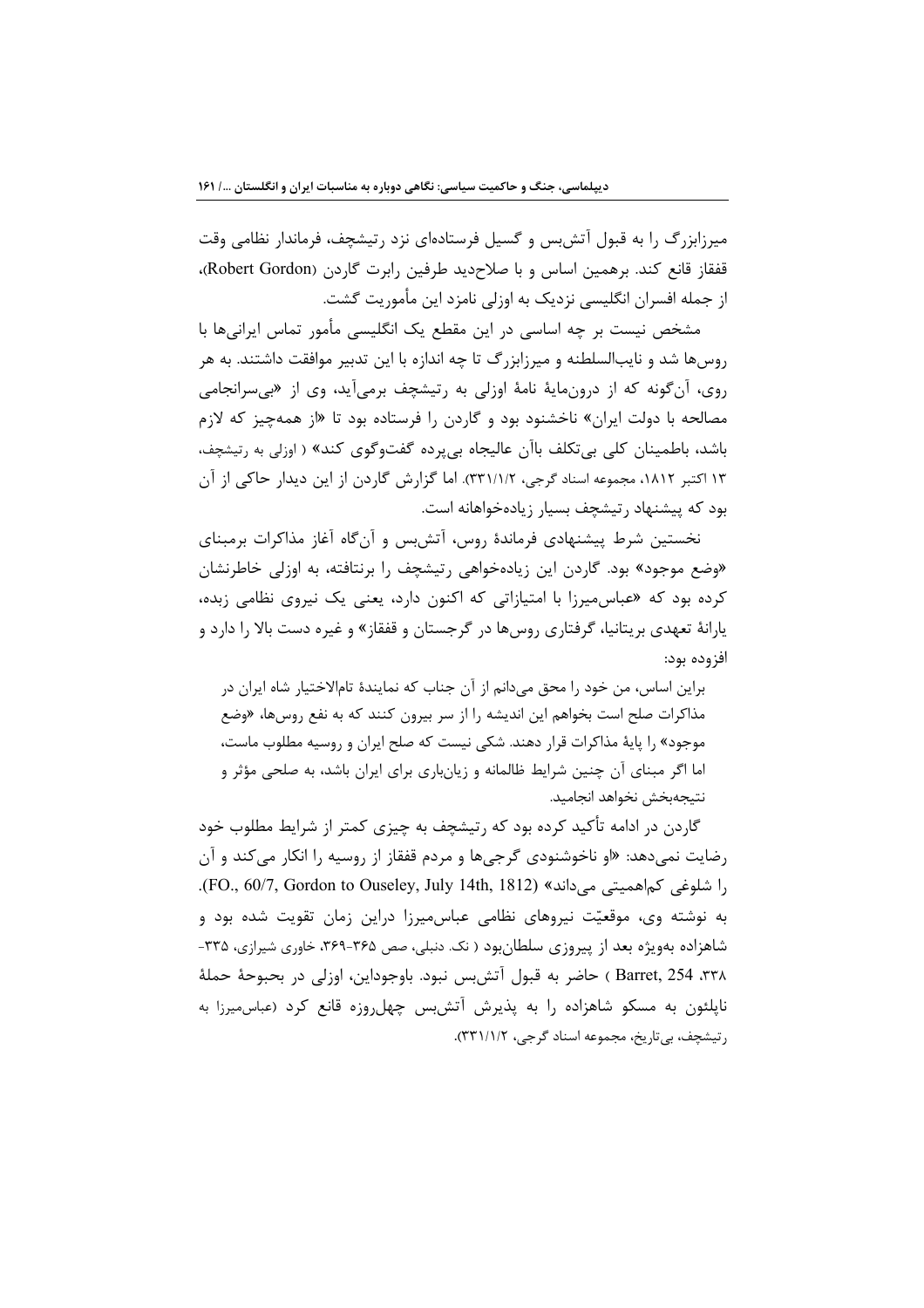میرزابزرگ را به قبول آتش‌بس و گسیل فرستاده‌ای نزد رتیشچف، فرماندار نظامی وقت قفقاز قانع کند. برهمین اساس و با صلاحدید طرفین رابرت گاردن (Robert Gordon)، از جمله افسران انگلیسی نزدیک به اوزلی نامزد این مأموریت گشت.

مشخص نیست بر چه اساسی در این مقطع یک انگلیسی مأمور تماس ایرانی‌ها با روس‌ها شد و نایب‌السلطنه و میرزابزرگ تا چه اندازه با این تدبیر موافقت داشتند. به هر روی، آن‌گونه که از درون‌مایهٔ نامهٔ اوزلی به رتیشچف برمی‌آید، وی از «بی‌سرانجامی مصالحه با دولت ایران» ناخشنود بود و گاردن را فرستاده بود تا «از همه‌چیز که لازم باشد، باطمینان کلی بی‌تکلف باآن عالیجاه بی‌پرده گفت‌وگوی کند» (اوزلی به رتیشچف، ۱۳ اکتبر ۱۸۱۲، مجموعه اسناد گرجی، ۳۳۱/۱/۲). اما گزارش گاردن از این دیدار حاکی از آن بود که پیشنهاد رتیشچف بسیار زیاده‌خواهانه است.

نخستین شرط پیشنهادی فرماندهٔ روس، آتش‌بس و آن‌گاه آغاز مذاکرات برمبنای «وضع موجود» بود. گاردن این زیاده‌خواهی رتیشچف را برنتافته، به اوزلی خاطرنشان کرده بود که «عباس‌میرزا با امتیازاتی که اکنون دارد، یعنی یک نیروی نظامی زبده، یارانهٔ تعهدی بریتانیا، گرفتاری روس‌ها در گرجستان و قفقاز» و غیره دست بالا را دارد و افزوده بود:

> براین اساس، من خود را محق می‌دانم از آن جناب که نمایندهٔ تام‌الاختیار شاه ایران در مذاکرات صلح است بخواهم این اندیشه را از سر بیرون کنند که به نفع روس‌ها، «وضع موجود» را پایهٔ مذاکرات قرار دهند. شکی نیست که صلح ایران و روسیه مطلوب ماست، اما اگر مبنای آن چنین شرایط ظالمانه و زیان‌باری برای ایران باشد، به صلحی مؤثر و نتیجه‌بخش نخواهد انجامید.

گاردن در ادامه تأکید کرده بود که رتیشچف به چیزی کمتر از شرایط مطلوب خود رضایت نمی‌دهد: «او ناخوشنودی گرجی‌ها و مردم قفقاز از روسیه را انکار می‌کند و آن را شلوغی کم‌اهمیتی می‌داند» (FO., 60/7, Gordon to Ouseley, July 14th, 1812). به نوشته وی، موقعیّت نیروهای نظامی عباس‌میرزا دراین زمان تقویت شده بود و شاهزاده به‌ویژه بعد از پیروزی سلطان‌بود (نک. دنبلی، صص ۳۶۵-۳۶۹، خاوری شیرازی، ۳۳۵-۳۳۸، Barret, 254) حاضر به قبول آتش‌بس نبود. باوجوداین، اوزلی در بحبوحهٔ حملهٔ ناپلئون به مسکو شاهزاده را به پذیرش آتش‌بس چهل‌روزه قانع کرد (عباس‌میرزا به رتیشچف، بی‌تاریخ، مجموعه اسناد گرجی، ۳۳۱/۱/۲).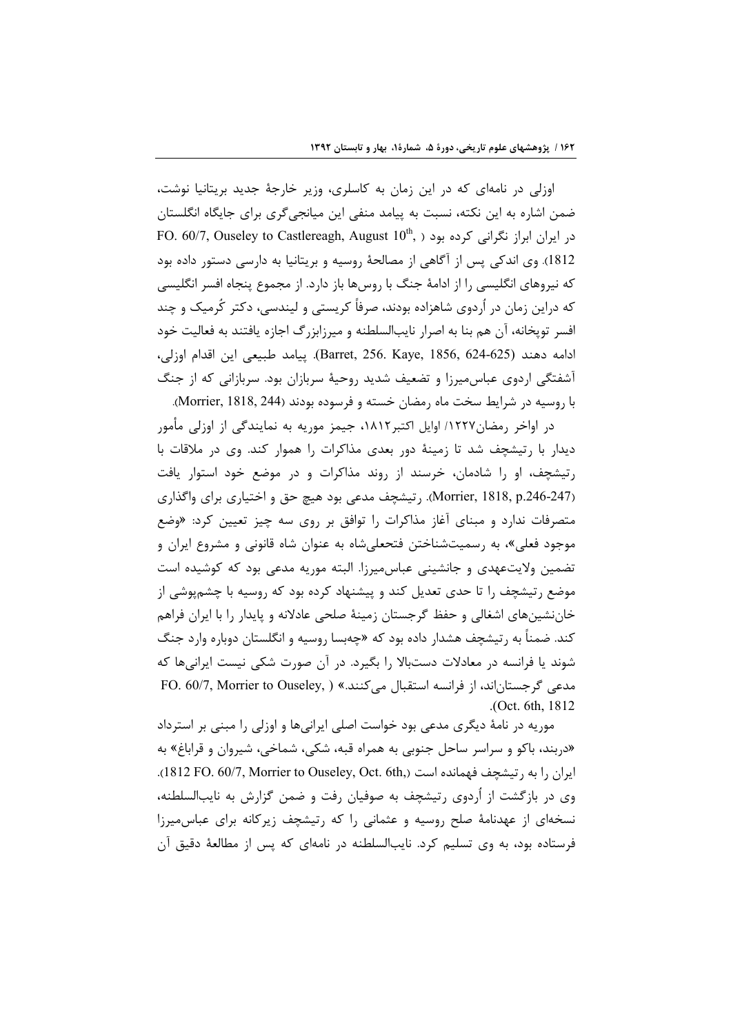اوزلی در نامه‌ای که در این زمان به کاسلری، وزیر خارجهٔ جدید بریتانیا نوشت، ضمن اشاره به این نکته، نسبت به پیامد منفی این میانجی‌گری برای جایگاه انگلستان در ایران ابراز نگرانی کرده بود (FO. 60/7, Ouseley to Castlereagh, August 10th, 1812). وی اندکی پس از آگاهی از مصالحهٔ روسیه و بریتانیا به دارسی دستور داده بود که نیروهای انگلیسی را از ادامهٔ جنگ با روس‌ها باز دارد. از مجموع پنجاه افسر انگلیسی که دراین زمان در اُردوی شاهزاده بودند، صرفاً کریستی و لیندسی، دکتر کُرمیک و چند افسر توپخانه، آن هم بنا به اصرار نایب‌السلطنه و میرزابزرگ اجازه یافتند به فعالیت خود ادامه دهند (Barret, 256. Kaye, 1856, 624-625). پیامد طبیعی این اقدام اوزلی، آشفتگی اردوی عباس‌میرزا و تضعیف شدید روحیهٔ سربازان بود. سربازانی که از جنگ با روسیه در شرایط سخت ماه رمضان خسته و فرسوده بودند (Morrier, 1818, 244).

در اواخر رمضان۱۲۲۷/ اوایل اکتبر۱۸۱۲، جیمز موریه به نمایندگی از اوزلی مأمور دیدار با رتیشچف شد تا زمینهٔ دور بعدی مذاکرات را هموار کند. وی در ملاقات با رتیشچف، او را شادمان، خرسند از روند مذاکرات و در موضع خود استوار یافت (Morrier, 1818, p.246-247). رتیشچف مدعی بود هیچ حق و اختیاری برای واگذاری متصرفات ندارد و مبنای آغاز مذاکرات را توافق بر روی سه چیز تعیین کرد: «وضع موجود فعلی»، به رسمیت‌شناختن فتحعلی‌شاه به عنوان شاه قانونی و مشروع ایران و تضمین ولایت‌عهدی و جانشینی عباس‌میرزا. البته موریه مدعی بود که کوشیده است موضع رتیشچف را تا حدی تعدیل کند و پیشنهاد کرده بود که روسیه با چشم‌پوشی از خان‌نشین‌های اشغالی و حفظ گرجستان زمینهٔ صلحی عادلانه و پایدار را با ایران فراهم کند. ضمناً به رتیشچف هشدار داده بود که «چه‌بسا روسیه و انگلستان دوباره وارد جنگ شوند یا فرانسه در معادلات دست‌بالا را بگیرد. در آن صورت شکی نیست ایرانی‌ها که مدعی گرجستان‌اند، از فرانسه استقبال می‌کنند.» (FO. 60/7, Morrier to Ouseley, Oct. 6th, 1812).

موریه در نامهٔ دیگری مدعی بود خواست اصلی ایرانی‌ها و اوزلی را مبنی بر استرداد «دربند، باکو و سراسر ساحل جنوبی به همراه قبه، شکی، شماخی، شیروان و قراباغ» به ایران را به رتیشچف فهمانده است (FO. 60/7, Morrier to Ouseley, Oct. 6th, 1812). وی در بازگشت از اُردوی رتیشچف به صوفیان رفت و ضمن گزارش به نایب‌السلطنه، نسخه‌ای از عهدنامهٔ صلح روسیه و عثمانی را که رتیشچف زیرکانه برای عباس‌میرزا فرستاده بود، به وی تسلیم کرد. نایب‌السلطنه در نامه‌ای که پس از مطالعهٔ دقیق آن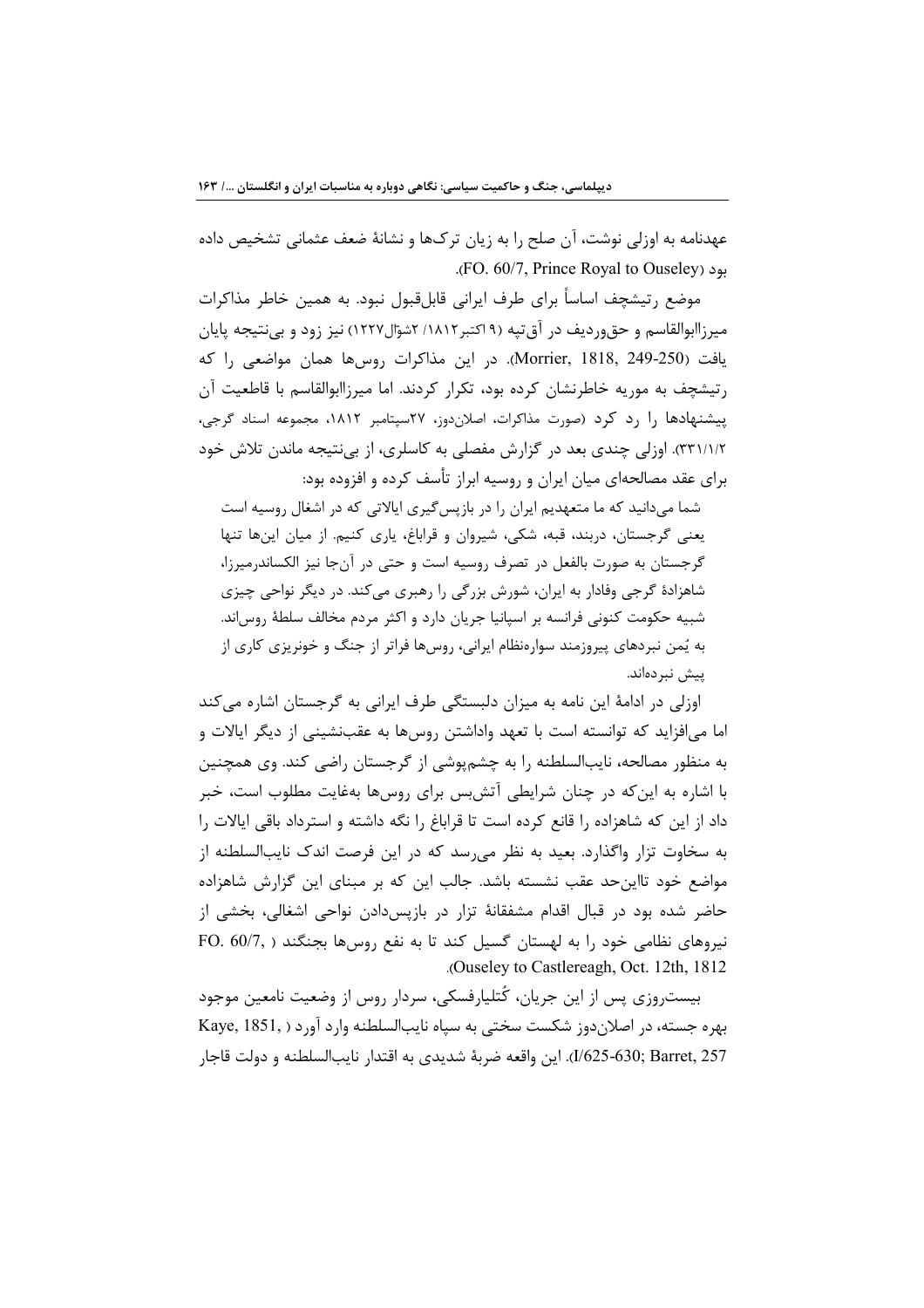عهدنامه به اوزلی نوشت، آن صلح را به زیان ترک‌ها و نشانهٔ ضعف عثمانی تشخیص داده بود (FO. 60/7, Prince Royal to Ouseley).

موضع رتیشچف اساساً برای طرف ایرانی قابل‌قبول نبود. به همین خاطر مذاکرات میرزاابوالقاسم و حق‌وردیف در آق‌تپه (۹ اکتبر۱۸۱۲/ ۲شوّال۱۲۲۷) نیز زود و بی‌نتیجه پایان یافت (Morrier, 1818, 249-250). در این مذاکرات روس‌ها همان مواضعی را که رتیشچف به موریه خاطرنشان کرده بود، تکرار کردند. اما میرزاابوالقاسم با قاطعیت آن پیشنهادها را رد کرد (صورت مذاکرات، اصلاندوز، ۲۷سپتامبر ۱۸۱۲، مجموعه اسناد گرجی، ۳۳۱/۱/۲). اوزلی چندی بعد در گزارش مفصلی به کاسلری، از بی‌نتیجه ماندن تلاش خود برای عقد مصالحه‌ای میان ایران و روسیه ابراز تأسف کرده و افزوده بود:

> شما می‌دانید که ما متعهدیم ایران را در بازپس‌گیری ایالاتی که در اشغال روسیه است یعنی گرجستان، دربند، قبه، شکی، شیروان و قراباغ، یاری کنیم. از میان این‌ها تنها گرجستان به صورت بالفعل در تصرف روسیه است و حتی در آن‌جا نیز الکساندرمیرزا، شاهزادهٔ گرجی وفادار به ایران، شورش بزرگی را رهبری می‌کند. در دیگر نواحی چیزی شبیه حکومت کنونی فرانسه بر اسپانیا جریان دارد و اکثر مردم مخالف سلطهٔ روس‌اند. به یُمن نبردهای پیروزمند سواره‌نظام ایرانی، روس‌ها فراتر از جنگ و خونریزی کاری از پیش نبرده‌اند.

اوزلی در ادامهٔ این نامه به میزان دلبستگی طرف ایرانی به گرجستان اشاره می‌کند اما می‌افزاید که توانسته است با تعهد واداشتن روس‌ها به عقب‌نشینی از دیگر ایالات و به منظور مصالحه، نایب‌السلطنه را به چشم‌پوشی از گرجستان راضی کند. وی همچنین با اشاره به این‌که در چنان شرایطی آتش‌بس برای روس‌ها به‌غایت مطلوب است، خبر داد از این که شاهزاده را قانع کرده است تا قراباغ را نگه داشته و استرداد باقی ایالات را به سخاوت تزار واگذارد. بعید به نظر می‌رسد که در این فرصت اندک نایب‌السلطنه از مواضع خود تااین‌حد عقب نشسته باشد. جالب این که بر مبنای این گزارش شاهزاده حاضر شده بود در قبال اقدام مشفقانهٔ تزار در بازپس‌دادن نواحی اشغالی، بخشی از نیروهای نظامی خود را به لهستان گسیل کند تا به نفع روس‌ها بجنگند (FO. 60/7, Ouseley to Castlereagh, Oct. 12th, 1812).

بیست‌روزی پس از این جریان، کُتلیارفسکی، سردار روس از وضعیت نامعین موجود بهره جسته، در اصلاندوز شکست سختی به سپاه نایب‌السلطنه وارد آورد (Kaye, 1851, I/625-630; Barret, 257). این واقعه ضربهٔ شدیدی به اقتدار نایب‌السلطنه و دولت قاجار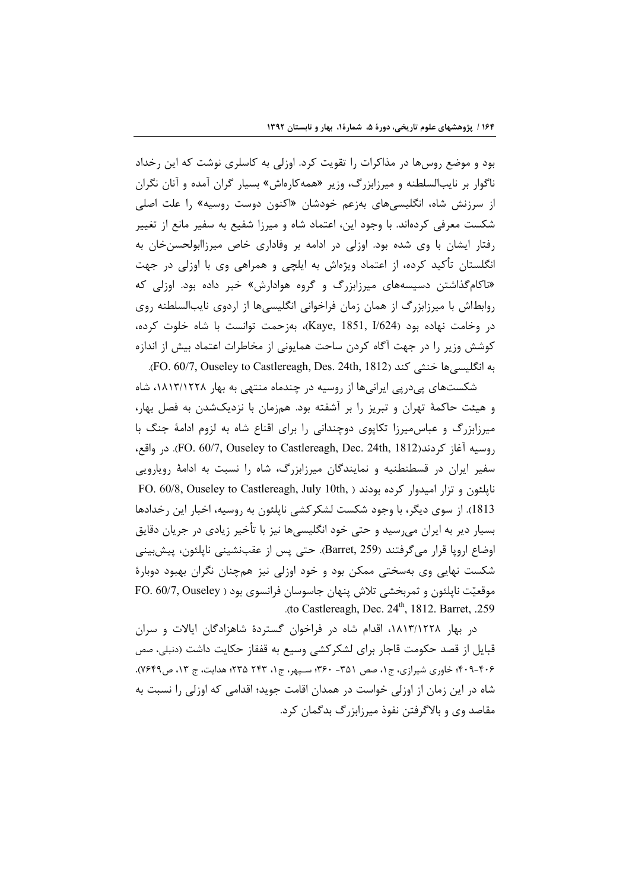بود و موضع روس‌ها در مذاکرات را تقویت کرد. اوزلی به کاسلری نوشت که این رخداد ناگوار بر نایب‌السلطنه و میرزابزرگ، وزیر «همه‌کاره‌اش» بسیار گران آمده و آنان نگران از سرزنش شاه، انگلیسی‌های به‌زعم خودشان «اکنون دوست روسیه» را علت اصلی شکست معرفی کرده‌اند. با وجود این، اعتماد شاه و میرزا شفیع به سفیر مانع از تغییر رفتار ایشان با وی شده بود. اوزلی در ادامه بر وفاداری خاص میرزاابولحسن‌خان به انگلستان تأکید کرده، از اعتماد ویژه‌اش به ایلچی و همراهی وی با اوزلی در جهت «ناکام‌گذاشتن دسیسه‌های میرزابزرگ و گروه هوادارش» خبر داده بود. اوزلی که روابط‌اش با میرزابزرگ از همان زمان فراخوانی انگلیسی‌ها از اردوی نایب‌السلطنه روی در وخامت نهاده بود (Kaye, 1851, I/624)، به‌زحمت توانست با شاه خلوت کرده، کوشش وزیر را در جهت آگاه کردن ساحت همایونی از مخاطرات اعتماد بیش از اندازه به انگلیسی‌ها خنثی کند (FO. 60/7, Ouseley to Castlereagh, Des. 24th, 1812).

شکست‌های پی‌درپی ایرانی‌ها از روسیه در چندماه منتهی به بهار ۱۸۱۳/۱۲۲۸، شاه و هیئت حاکمهٔ تهران و تبریز را بر آشفته بود. هم‌زمان با نزدیک‌شدن به فصل بهار، میرزابزرگ و عباس‌میرزا تکاپوی دوچندانی را برای اقناع شاه به لزوم ادامهٔ جنگ با روسیه آغاز کردند(FO. 60/7, Ouseley to Castlereagh, Dec. 24th, 1812). در واقع، سفیر ایران در قسطنطنیه و نمایندگان میرزابزرگ، شاه را نسبت به ادامهٔ رویارویی ناپلئون و تزار امیدوار کرده بودند ( FO. 60/8, Ouseley to Castlereagh, July 10th, 1813). از سوی دیگر، با وجود شکست لشکرکشی ناپلئون به روسیه، اخبار این رخدادها بسیار دیر به ایران می‌رسید و حتی خود انگلیسی‌ها نیز با تأخیر زیادی در جریان دقایق اوضاع اروپا قرار می‌گرفتند (Barret, 259). حتی پس از عقب‌نشینی ناپلئون، پیش‌بینی شکست نهایی وی به‌سختی ممکن بود و خود اوزلی نیز هم‌چنان نگران بهبود دوبارهٔ موقعیّت ناپلئون و ثمربخشی تلاش پنهان جاسوسان فرانسوی بود ( FO. 60/7, Ouseley to Castlereagh, Dec. 24th, 1812. Barret, .259).

در بهار ۱۸۱۳/۱۲۲۸، اقدام شاه در فراخوان گستردهٔ شاهزادگان ایالات و سران قبایل از قصد حکومت قاجار برای لشکرکشی وسیع به قفقاز حکایت داشت (دنبلی، صص ۴۰۶-۴۰۹؛ خاوری شیرازی، ج۱، صص ۳۵۱- ۳۶۰؛ سپهر، ج۱، ۲۴۳ ۲۳۵؛ هدایت، ج ۱۳، ص۷۶۴۹). شاه در این زمان از اوزلی خواست در همدان اقامت جوید؛ اقدامی که اوزلی را نسبت به مقاصد وی و بالاگرفتن نفوذ میرزابزرگ بدگمان کرد.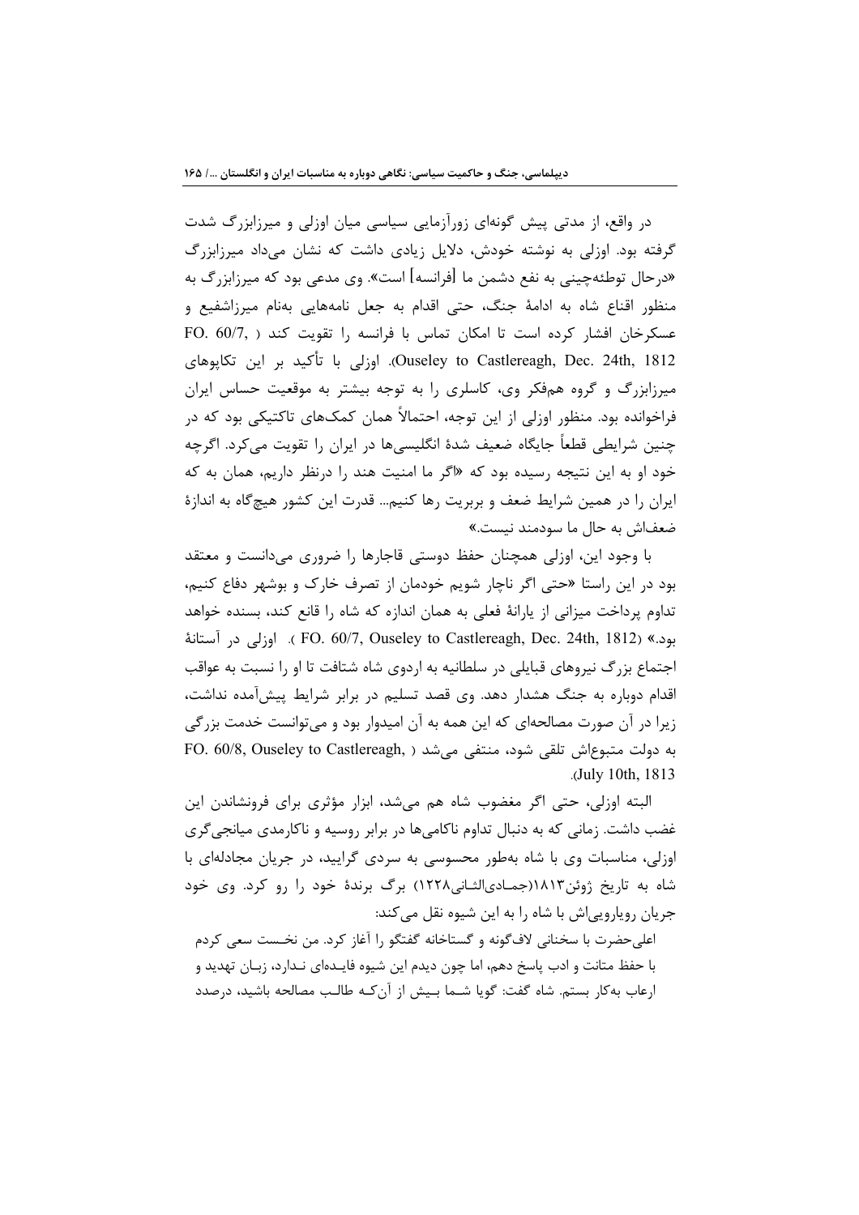در واقع، از مدتی پیش گونه‌ای زورآزمایی سیاسی میان اوزلی و میرزابزرگ شدت گرفته بود. اوزلی به نوشته خودش، دلایل زیادی داشت که نشان می‌داد میرزابزرگ «درحال توطئه‌چینی به نفع دشمن ما [فرانسه] است». وی مدعی بود که میرزابزرگ به منظور اقناع شاه به ادامهٔ جنگ، حتی اقدام به جعل نامه‌هایی به‌نام میرزاشفیع و عسکرخان افشار کرده است تا امکان تماس با فرانسه را تقویت کند (FO. 60/7, Ouseley to Castlereagh, Dec. 24th, 1812). اوزلی با تأکید بر این تکاپوهای میرزابزرگ و گروه هم‌فکر وی، کاسلری را به توجه بیشتر به موقعیت حساس ایران فراخوانده بود. منظور اوزلی از این توجه، احتمالاً همان کمک‌های تاکتیکی بود که در چنین شرایطی قطعاً جایگاه ضعیف شدهٔ انگلیسی‌ها در ایران را تقویت می‌کرد. اگرچه خود او به این نتیجه رسیده بود که «اگر ما امنیت هند را درنظر داریم، همان به که ایران را در همین شرایط ضعف و بربریت رها کنیم... قدرت این کشور هیچ‌گاه به اندازهٔ ضعف‌اش به حال ما سودمند نیست.»

با وجود این، اوزلی همچنان حفظ دوستی قاجارها را ضروری می‌دانست و معتقد بود در این راستا «حتی اگر ناچار شویم خودمان از تصرف خارک و بوشهر دفاع کنیم، تداوم پرداخت میزانی از یارانهٔ فعلی به همان اندازه که شاه را قانع کند، بسنده خواهد بود.» (FO. 60/7, Ouseley to Castlereagh, Dec. 24th, 1812). اوزلی در آستانهٔ اجتماع بزرگ نیروهای قبایلی در سلطانیه به اردوی شاه شتافت تا او را نسبت به عواقب اقدام دوباره به جنگ هشدار دهد. وی قصد تسلیم در برابر شرایط پیش‌آمده نداشت، زیرا در آن صورت مصالحه‌ای که این همه به آن امیدوار بود و می‌توانست خدمت بزرگی به دولت متبوع‌اش تلقی شود، منتفی می‌شد (FO. 60/8, Ouseley to Castlereagh, July 10th, 1813).

البته اوزلی، حتی اگر مغضوب شاه هم می‌شد، ابزار مؤثری برای فرونشاندن این غضب داشت. زمانی که به دنبال تداوم ناکامی‌ها در برابر روسیه و ناکارمدی میانجی‌گری اوزلی، مناسبات وی با شاه به‌طور محسوسی به سردی گرایید، در جریان مجادله‌ای با شاه به تاریخ ژوئن۱۸۱۳(جمادی‌الثانی۱۲۲۸) برگ برندهٔ خود را رو کرد. وی خود جریان رویارویی‌اش با شاه را به این شیوه نقل می‌کند:

> اعلی‌حضرت با سخنانی لاف‌گونه و گستاخانه گفتگو را آغاز کرد. من نخست سعی کردم با حفظ متانت و ادب پاسخ دهم، اما چون دیدم این شیوه فایده‌ای ندارد، زبان تهدید و ارعاب به‌کار بستم. شاه گفت: گویا شما بیش از آن‌که طالب مصالحه باشید، درصدد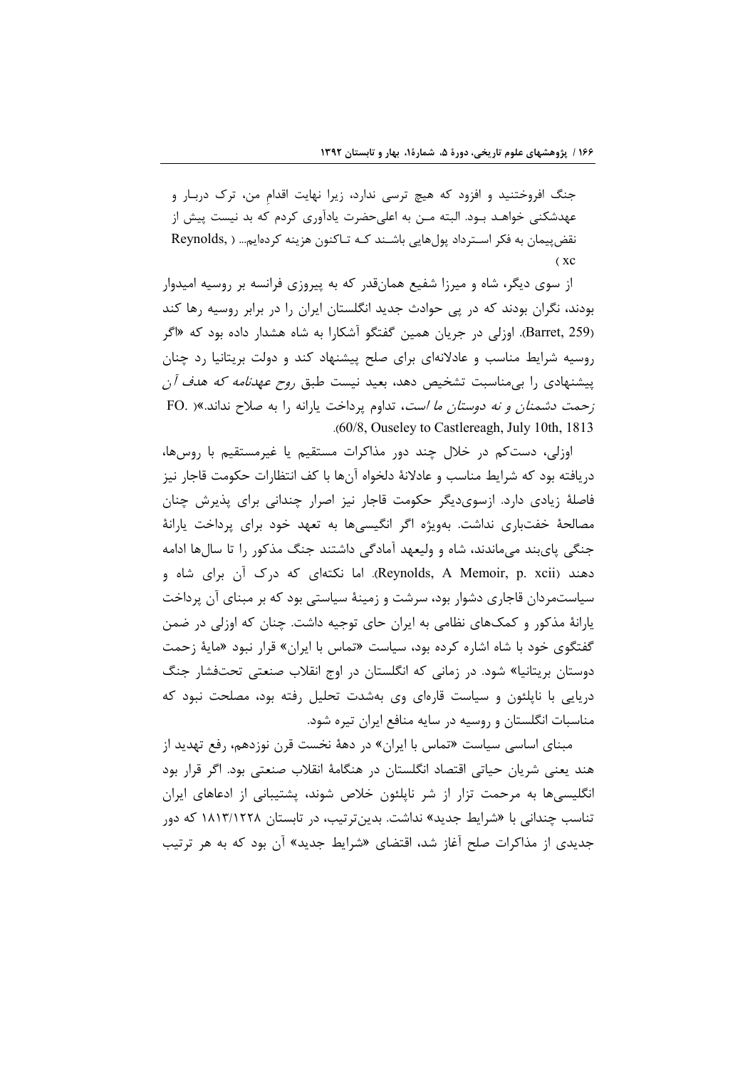جنگ افروختنید و افزود که هیچ ترسی ندارد، زیرا نهایت اقدامِ من، ترک دربـار و عهدشکنی خواهـد بـود. البته مـن به اعلی‌حضرت یادآوری کردم که بد نیست پیش از نقض‌پیمان به فکر اسـترداد پول‌هایی باشـند کـه تـاکنون هزینه کرده‌ایم... ( Reynolds, xc)

از سوی دیگر، شاه و میرزا شفیع همان‌قدر که به پیروزی فرانسه بر روسیه امیدوار بودند، نگران بودند که در پی حوادث جدید انگلستان ایران را در برابر روسیه رها کند (Barret, 259). اوزلی در جریان همین گفتگو آشکارا به شاه هشدار داده بود که «اگر روسیه شرایط مناسب و عادلانه‌ای برای صلح پیشنهاد کند و دولت بریتانیا رد چنان پیشنهادی را بی‌مناسبت تشخیص دهد، بعید نیست طبق *روح عهدنامه که هدف آن زحمت دشمنان و نه دوستان ما است*، تداوم پرداخت یارانه را به صلاح نداند.» (FO. 60/8, Ouseley to Castlereagh, July 10th, 1813).

اوزلی، دست‌کم در خلال چند دور مذاکرات مستقیم یا غیرمستقیم با روس‌ها، دریافته بود که شرایط مناسب و عادلانهٔ دلخواه آن‌ها با کف انتظارات حکومت قاجار نیز فاصلهٔ زیادی دارد. ازسوی‌دیگر حکومت قاجار نیز اصرار چندانی برای پذیرش چنان مصالحهٔ خفت‌باری نداشت. به‌ویژه اگر انگیسی‌ها به تعهد خود برای پرداخت یارانهٔ جنگی پای‌بند می‌ماندند، شاه و ولیعهد آمادگی داشتند جنگ مذکور را تا سال‌ها ادامه دهند (Reynolds, A Memoir, p. xcii). اما نکته‌ای که درک آن برای شاه و سیاستمردان قاجاری دشوار بود، سرشت و زمینهٔ سیاستی بود که بر مبنای آن پرداخت یارانهٔ مذکور و کمک‌های نظامی به ایران حای توجیه داشت. چنان که اوزلی در ضمن گفتگوی خود با شاه اشاره کرده بود، سیاست «تماس با ایران» قرار نبود «مایهٔ زحمت دوستان بریتانیا» شود. در زمانی که انگلستان در اوج انقلاب صنعتی تحت‌فشار جنگ دریایی با ناپلئون و سیاست قاره‌ای وی به‌شدت تحلیل رفته بود، مصلحت نبود که مناسبات انگلستان و روسیه در سایه منافع ایران تیره شود.

مبنای اساسی سیاست «تماس با ایران» در دههٔ نخست قرن نوزدهم، رفع تهدید از هند یعنی شریان حیاتی اقتصاد انگلستان در هنگامهٔ انقلاب صنعتی بود. اگر قرار بود انگلیسی‌ها به مرحمت تزار از شر ناپلئون خلاص شوند، پشتیبانی از ادعاهای ایران تناسب چندانی با «شرایط جدید» نداشت. بدین‌ترتیب، در تابستان ۱۸۱۳/۱۲۲۸ که دور جدیدی از مذاکرات صلح آغاز شد، اقتضای «شرایط جدید» آن بود که به هر ترتیب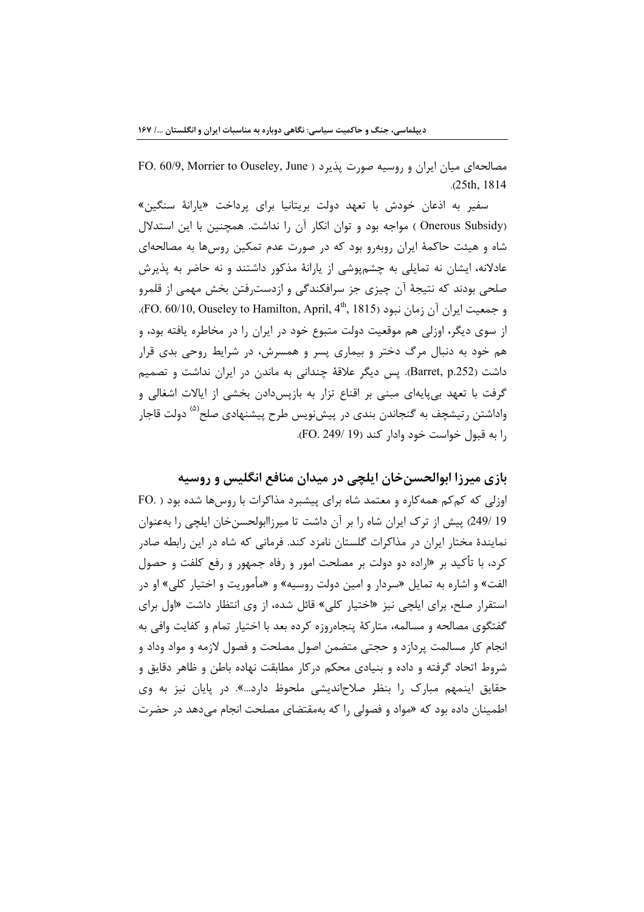مصالحه‌ای میان ایران و روسیه صورت پذیرد (FO. 60/9, Morrier to Ouseley, June 25th, 1814).

سفیر به اذعان خودش با تعهد دولت بریتانیا برای پرداخت «یارانهٔ سنگین» (Onerous Subsidy) مواجه بود و توان انکار آن را نداشت. همچنین با این استدلال شاه و هیئت حاکمهٔ ایران روبه‌رو بود که در صورت عدم تمکین روس‌ها به مصالحه‌ای عادلانه، ایشان نه تمایلی به چشم‌پوشی از یارانهٔ مذکور داشتند و نه حاضر به پذیرش صلحی بودند که نتیجهٔ آن چیزی جز سرافکندگی و ازدست‌رفتن بخش مهمی از قلمرو و جمعیت ایران آن زمان نبود (FO. 60/10, Ouseley to Hamilton, April, 4th, 1815). از سوی دیگر، اوزلی هم موقعیت دولت متبوع خود در ایران را در مخاطره یافته بود، و هم خود به دنبال مرگ دختر و بیماری پسر و همسرش، در شرایط روحی بدی قرار داشت (Barret, p.252). پس دیگر علاقهٔ چندانی به ماندن در ایران نداشت و تصمیم گرفت با تعهد بی‌پایه‌ای مبنی بر اقناع تزار به بازپس‌دادن بخشی از ایالات اشغالی و واداشتن رتیشچف به گنجاندن بندی در پیش‌نویس طرح پیشنهادی صلح[۵] دولت قاجار را به قبول خواست خود وادار کند (FO. 249/ 19).

## بازی میرزا ابوالحسن‌خان ایلچی در میدان منافع انگلیس و روسیه

اوزلی که کم‌کم همه‌کاره و معتمد شاه برای پیشبرد مذاکرات با روس‌ها شده بود (FO. 249/ 19) پیش از ترک ایران شاه را بر آن داشت تا میرزاابولحسن‌خان ایلچی را به‌عنوان نمایندهٔ مختار ایران در مذاکرات گلستان نامزد کند. فرمانی که شاه در این رابطه صادر کرد، با تأکید بر «اراده دو دولت بر مصلحت امور و رفاه جمهور و رفع کلفت و حصول الفت» و اشاره به تمایل «سردار و امین دولت روسیه» و «مأموریت و اختیار کلی» او در استقرار صلح، برای ایلچی نیز «اختیار کلی» قائل شده، از وی انتظار داشت «اول برای گفتگوی مصالحه و مسالمه، متارکهٔ پنجاه‌روزه کرده بعد با اختیار تمام و کفایت وافی به انجام کار مسالمت پردازد و حجتی متضمن اصول مصلحت و فصول لازمه و مواد وداد و شروط اتحاد گرفته و داده و بنیادی محکم درکار مطابقت نهاده باطن و ظاهر دقایق و حقایق اینمهم مبارک را بنظر صلاح‌اندیشی ملحوظ دارد...». در پایان نیز به وی اطمینان داده بود که «مواد و فصولی را که به‌مقتضای مصلحت انجام می‌دهد در حضرت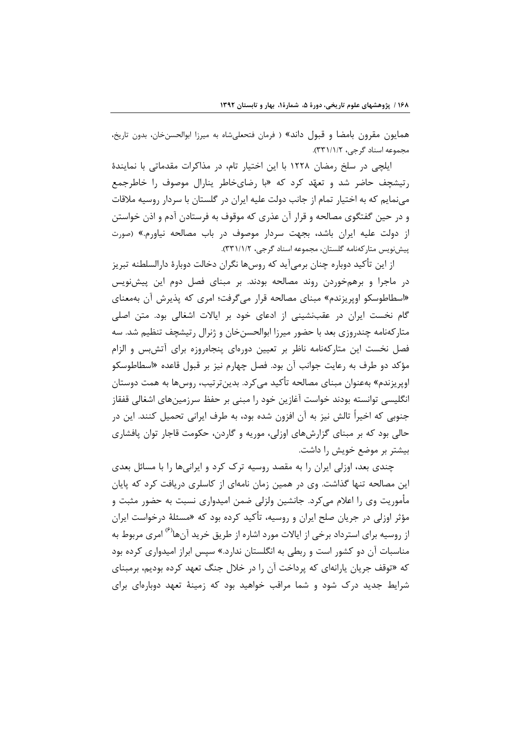همایون مقرون بامضا و قبول داند» ( فرمان فتحعلی‌شاه به میرزا ابوالحسن‌خان، بدون تاریخ، مجموعه اسناد گرجی، ۳۳۱/۱/۲).

ایلچی در سلخ رمضان ۱۲۲۸ با این اختیار تام، در مذاکرات مقدماتی با نمایندهٔ رتیشچف حاضر شد و تعهّد کرد که «با رضای‌خاطر ینارال موصوف را خاطرجمع می‌نمایم که به اختیار تمام از جانب دولت علیه ایران در گلستان با سردار روسیه ملاقات و در حین گفتگوی مصالحه و قرار آن عذری که موقوف به فرستادن آدم و اذن خواستن از دولت علیه ایران باشد، بجهت سردار موصوف در باب مصالحه نیاورم.» (صورت پیش‌نویس متارکه‌نامه گلستان، مجموعه اسناد گرجی، ۳۳۱/۱/۲).

از این تأکید دوباره چنان برمی‌آید که روس‌ها نگران دخالت دوبارهٔ دارالسلطنه تبریز در ماجرا و برهم‌خوردن روند مصالحه بودند. بر مبنای فصل دوم این پیش‌نویس «اسطاطوسکو اوپریزندم» مبنای مصالحه قرار می‌گرفت؛ امری که پذیرش آن به‌معنای گام نخست ایران در عقب‌نشینی از ادعای خود بر ایالات اشغالی بود. متن اصلی متارکه‌نامه چندروزی بعد با حضور میرزا ابوالحسن‌خان و ژنرال رتیشچف تنظیم شد. سه فصل نخست این متارکه‌نامه ناظر بر تعیین دوره‌ای پنجاه‌روزه برای آتش‌بس و الزام مؤکد دو طرف به رعایت جوانب آن بود. فصل چهارم نیز بر قبول قاعده «اسطاطوسکو اوپریزندم» به‌عنوان مبنای مصالحه تأکید می‌کرد. بدین‌ترتیب، روس‌ها به همت دوستان انگلیسی توانسته بودند خواست آغازین خود را مبنی بر حفظ سرزمین‌های اشغالی قفقاز جنوبی که اخیراً تالش نیز به آن افزون شده بود، به طرف ایرانی تحمیل کنند. این در حالی بود که بر مبنای گزارش‌های اوزلی، موریه و گاردن، حکومت قاجار توان پافشاری بیشتر بر موضع خویش را داشت.

چندی بعد، اوزلی ایران را به مقصد روسیه ترک کرد و ایرانی‌ها را با مسائل بعدی این مصالحه تنها گذاشت. وی در همین زمان نامه‌ای از کاسلری دریافت کرد که پایان مأموریت وی را اعلام می‌کرد. جانشین ولزلی ضمن امیدواری نسبت به حضور مثبت و مؤثر اوزلی در جریان صلح ایران و روسیه، تأکید کرده بود که «مسئلهٔ درخواست ایران از روسیه برای استرداد برخی از ایالات مورد اشاره از طریق خرید آن‌ها[6] امری مربوط به مناسبات آن دو کشور است و ربطی به انگلستان ندارد.» سپس ابراز امیدواری کرده بود که «توقف جریان یارانه‌ای که پرداخت آن را در خلال جنگ تعهد کرده بودیم، برمبنای شرایط جدید درک شود و شما مراقب خواهید بود که زمینهٔ تعهد دوباره‌ای برای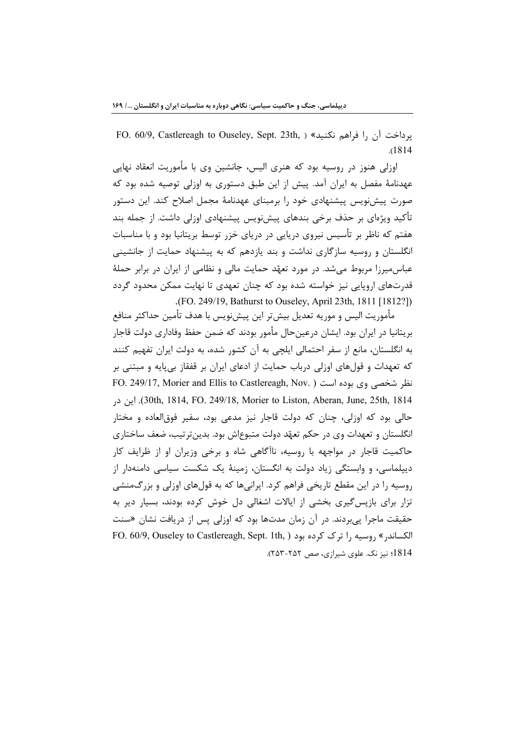پرداخت آن را فراهم نکنید» (FO. 60/9, Castlereagh to Ouseley, Sept. 23th, 1814).

اوزلی هنوز در روسیه بود که هنری الیس، جانشین وی با مأموریت انعقاد نهایی عهدنامۀ مفصل به ایران آمد. پیش از این طبق دستوری به اوزلی توصیه شده بود که صورت پیش‌نویس پیشنهادی خود را برمبنای عهدنامۀ مجمل اصلاح کند. این دستور تأکید ویژه‌ای بر حذف برخی بندهای پیش‌نویس پیشنهادی اوزلی داشت. از جمله بند هفتم که ناظر بر تأسیس نیروی دریایی در دریای خزر توسط بریتانیا بود و با مناسبات انگلستان و روسیه سازگاری نداشت و بند یازدهم که به پیشنهاد حمایت از جانشینی عباس‌میرزا مربوط می‌شد. در مورد تعهّد حمایت مالی و نظامی از ایران در برابر حملۀ قدرت‌های اروپایی نیز خواسته شده بود که چنان تعهدی تا نهایت ممکن محدود گردد (FO. 249/19, Bathurst to Ouseley, April 23th, 1811 [1812?]).

مأموریت الیس و موریه تعدیل بیش‌تر این پیش‌نویس با هدف تأمین حداکثر منافع بریتانیا در ایران بود. ایشان درعین‌حال مأمور بودند که ضمن حفظ وفاداری دولت قاجار به انگلستان، مانع از سفر احتمالی ایلچی به آن کشور شده، به دولت ایران تفهیم کنند که تعهدات و قول‌های اوزلی درباب حمایت از ادعای ایران بر قفقاز بی‌پایه و مبتنی بر نظر شخصی وی بوده است (FO. 249/17, Morier and Ellis to Castlereagh, Nov. 30th, 1814, FO. 249/18, Morier to Liston, Aberan, June, 25th, 1814). این در حالی بود که اوزلی، چنان که دولت قاجار نیز مدعی بود، سفیر فوق‌العاده و مختار انگلستان و تعهدات وی در حکم تعهّد دولت متبوعاش بود. بدین‌ترتیب، ضعف ساختاری حاکمیت قاجار در مواجهه با روسیه، ناآگاهی شاه و برخی وزیران او از ظرایف کار دیپلماسی، و وابستگی زیاد دولت به انگستان، زمینۀ یک شکست سیاسی دامنه‌دار از روسیه را در این مقطع تاریخی فراهم کرد. ایرانی‌ها که به قول‌های اوزلی و بزرگ‌منشی تزار برای بازپس‌گیری بخشی از ایالات اشغالی دل خوش کرده بودند، بسیار دیر به حقیقت ماجرا پی‌بردند. در آن زمان مدت‌ها بود که اوزلی پس از دریافت نشان «سنت الکساندر» روسیه را ترک کرده بود (FO. 60/9, Ouseley to Castlereagh, Sept. 1th, 1814؛ نیز نک. علوی شیرازی، صص ۲۵۲-۲۵۳).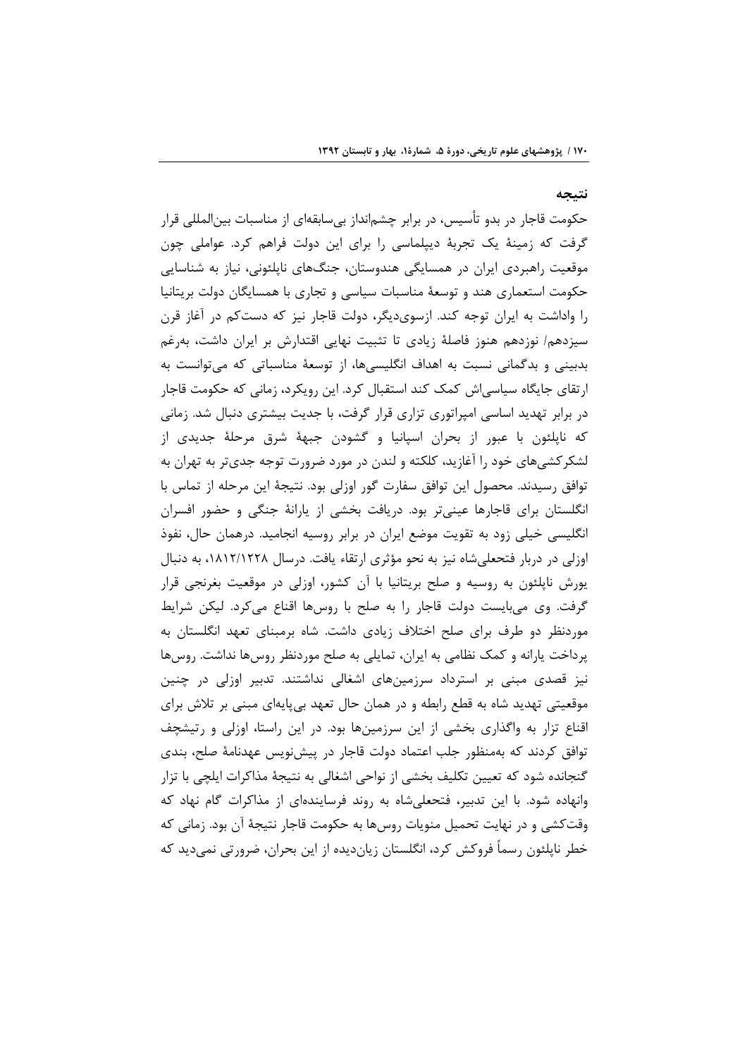## نتیجه

حکومت قاجار در بدو تأسیس، در برابر چشم‌انداز بی‌سابقه‌ای از مناسبات بین‌المللی قرار گرفت که زمینهٔ یک تجربهٔ دیپلماسی را برای این دولت فراهم کرد. عواملی چون موقعیت راهبردی ایران در همسایگی هندوستان، جنگ‌های ناپلئونی، نیاز به شناسایی حکومت استعماری هند و توسعهٔ مناسبات سیاسی و تجاری با همسایگان دولت بریتانیا را واداشت به ایران توجه کند. ازسوی‌دیگر، دولت قاجار نیز که دست‌کم در آغاز قرن سیزدهم/ نوزدهم هنوز فاصلهٔ زیادی تا تثبیت نهایی اقتدارش بر ایران داشت، به‌رغم بدبینی و بدگمانی نسبت به اهداف انگلیسی‌ها، از توسعهٔ مناسباتی که می‌توانست به ارتقای جایگاه سیاسی‌اش کمک کند استقبال کرد. این رویکرد، زمانی که حکومت قاجار در برابر تهدید اساسی امپراتوری تزاری قرار گرفت، با جدیت بیشتری دنبال شد. زمانی که ناپلئون با عبور از بحران اسپانیا و گشودن جبههٔ شرق مرحلهٔ جدیدی از لشکرکشی‌های خود را آغازید، کلکته و لندن در مورد ضرورت توجه جدی‌تر به تهران به توافق رسیدند. محصول این توافق سفارت گور اوزلی بود. نتیجهٔ این مرحله از تماس با انگلستان برای قاجارها عینی‌تر بود. دریافت بخشی از یارانهٔ جنگی و حضور افسران انگلیسی خیلی زود به تقویت موضع ایران در برابر روسیه انجامید. درهمان حال، نفوذ اوزلی در دربار فتحعلی‌شاه نیز به نحو مؤثری ارتقاء یافت. درسال ۱۸۱۲/۱۲۲۸، به دنبال یورش ناپلئون به روسیه و صلح بریتانیا با آن کشور، اوزلی در موقعیت بغرنجی قرار گرفت. وی می‌بایست دولت قاجار را به صلح با روس‌ها اقناع می‌کرد. لیکن شرایط موردنظر دو طرف برای صلح اختلاف زیادی داشت. شاه برمبنای تعهد انگلستان به پرداخت یارانه و کمک نظامی به ایران، تمایلی به صلح موردنظر روس‌ها نداشت. روس‌ها نیز قصدی مبنی بر استرداد سرزمین‌های اشغالی نداشتند. تدبیر اوزلی در چنین موقعیتی تهدید شاه به قطع رابطه و در همان حال تعهد بی‌پایه‌ای مبنی بر تلاش برای اقناع تزار به واگذاری بخشی از این سرزمین‌ها بود. در این راستا، اوزلی و رتیشچف توافق کردند که به‌منظور جلب اعتماد دولت قاجار در پیش‌نویس عهدنامهٔ صلح، بندی گنجانده شود که تعیین تکلیف بخشی از نواحی اشغالی به نتیجهٔ مذاکرات ایلچی با تزار وانهاده شود. با این تدبیر، فتحعلی‌شاه به روند فرساینده‌ای از مذاکرات گام نهاد که وقت‌کشی و در نهایت تحمیل منویات روس‌ها به حکومت قاجار نتیجهٔ آن بود. زمانی که خطر ناپلئون رسماً فروکش کرد، انگلستان زیان‌دیده از این بحران، ضرورتی نمی‌دید که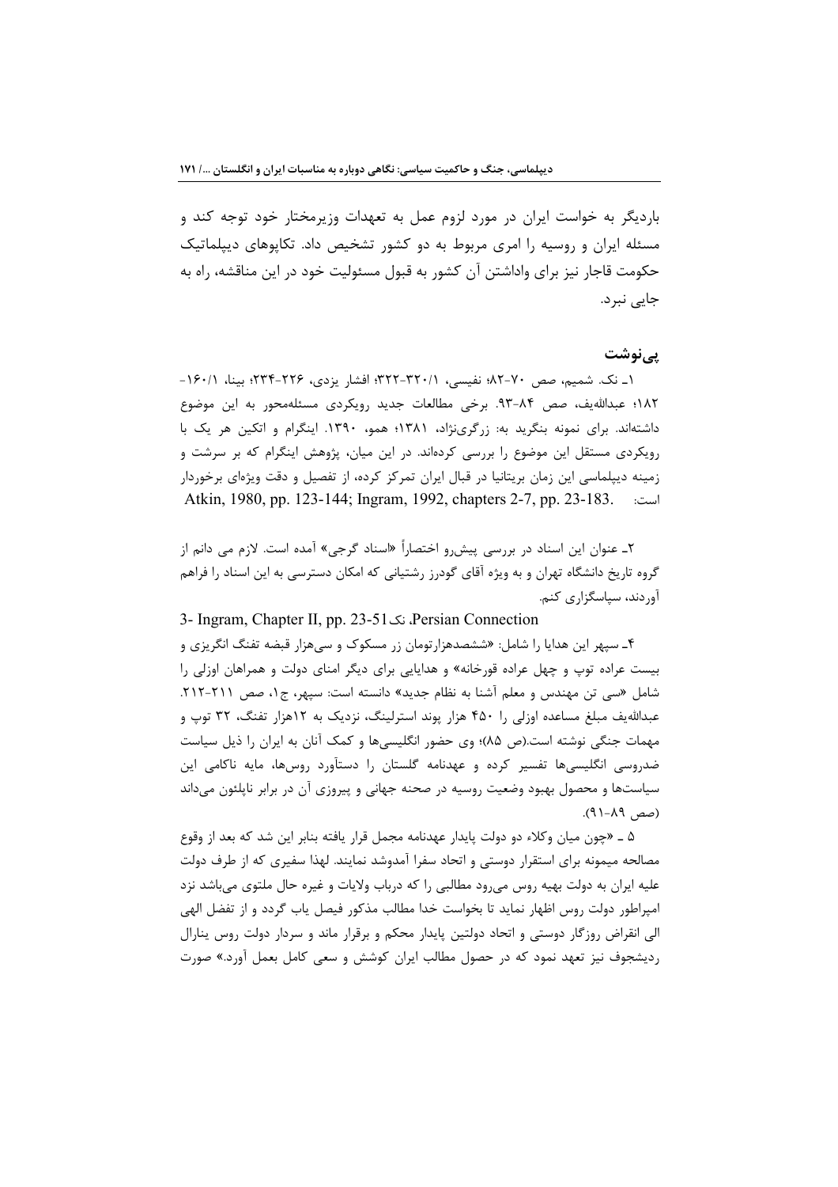باردیگر به خواست ایران در مورد لزوم عمل به تعهدات وزیرمختار خود توجه کند و مسئله ایران و روسیه را امری مربوط به دو کشور تشخیص داد. تکاپوهای دیپلماتیک حکومت قاجار نیز برای واداشتن آن کشور به قبول مسئولیت خود در این مناقشه، راه به جایی نبرد.

### پی‌نوشت

۱ـ نک. شمیم، صص ۷۰-۸۲؛ نفیسی، ۳۲۰/۱-۳۲۲؛ افشار یزدی، ۲۲۶-۲۳۴؛ بینا، ۱۶۰/۱-۱۸۲؛ عبدالله‌یف، صص ۸۴-۹۳. برخی مطالعات جدید رویکردی مسئله‌محور به این موضوع داشته‌اند. برای نمونه بنگرید به: زرگری‌نژاد، ۱۳۸۱؛ همو، ۱۳۹۰. اینگرام و اتکین هر یک با رویکردی مستقل این موضوع را بررسی کرده‌اند. در این میان، پژوهش اینگرام که بر سرشت و زمینه دیپلماسی این زمان بریتانیا در قبال ایران تمرکز کرده، از تفصیل و دقت ویژه‌ای برخوردار است: .Atkin, 1980, pp. 123-144; Ingram, 1992, chapters 2-7, pp. 23-183

۲ـ عنوان این اسناد در بررسی پیش‌رو اختصاراً «اسناد گرجی» آمده است. لازم می دانم از گروه تاریخ دانشگاه تهران و به ویژه آقای گودرز رشتیانی که امکان دسترسی به این اسناد را فراهم آوردند، سپاسگزاری کنم.

3- Ingram, Chapter II, pp. 23-51، نک Persian Connection.

۴ـ سپهر این هدایا را شامل: «ششصدهزارتومان زر مسکوک و سی‌هزار قبضه تفنگ انگریزی و بیست عراده توپ و چهل عراده قورخانه» و هدایایی برای دیگر امنای دولت و همراهان اوزلی را شامل «سی تن مهندس و معلم آشنا به نظام جدید» دانسته است: سپهر، ج۱، صص ۲۱۱-۲۱۲. عبدالله‌یف مبلغ مساعده اوزلی را ۴۵۰ هزار پوند استرلینگ، نزدیک به ۱۲هزار تفنگ، ۳۲ توپ و مهمات جنگی نوشته است.(ص ۸۵)؛ وی حضور انگلیسی‌ها و کمک آنان به ایران را ذیل سیاست ضدروسی انگلیسی‌ها تفسیر کرده و عهدنامه گلستان را دستآورد روس‌ها، مایه ناکامی این سیاست‌ها و محصول بهبود وضعیت روسیه در صحنه جهانی و پیروزی آن در برابر ناپلئون می‌داند (صص ۸۹-۹۱).

۵ ـ «چون میان وکلاء دو دولت پایدار عهدنامه مجمل قرار یافته بنابر این شد که بعد از وقوع مصالحه میمونه برای استقرار دوستی و اتحاد سفرا آمدوشد نمایند. لهذا سفیری که از طرف دولت علیه ایران به دولت بهیه روس می‌رود مطالبی را که درباب ولایات و غیره حال ملتوی می‌باشد نزد امپراطور دولت روس اظهار نماید تا بخواست خدا مطالب مذکور فیصل یاب گردد و از تفضل الهی الی انقراض روزگار دوستی و اتحاد دولتین پایدار محکم و برقرار ماند و سردار دولت روس ینارال ردیشجوف نیز تعهد نمود که در حصول مطالب ایران کوشش و سعی کامل بعمل آورد.» صورت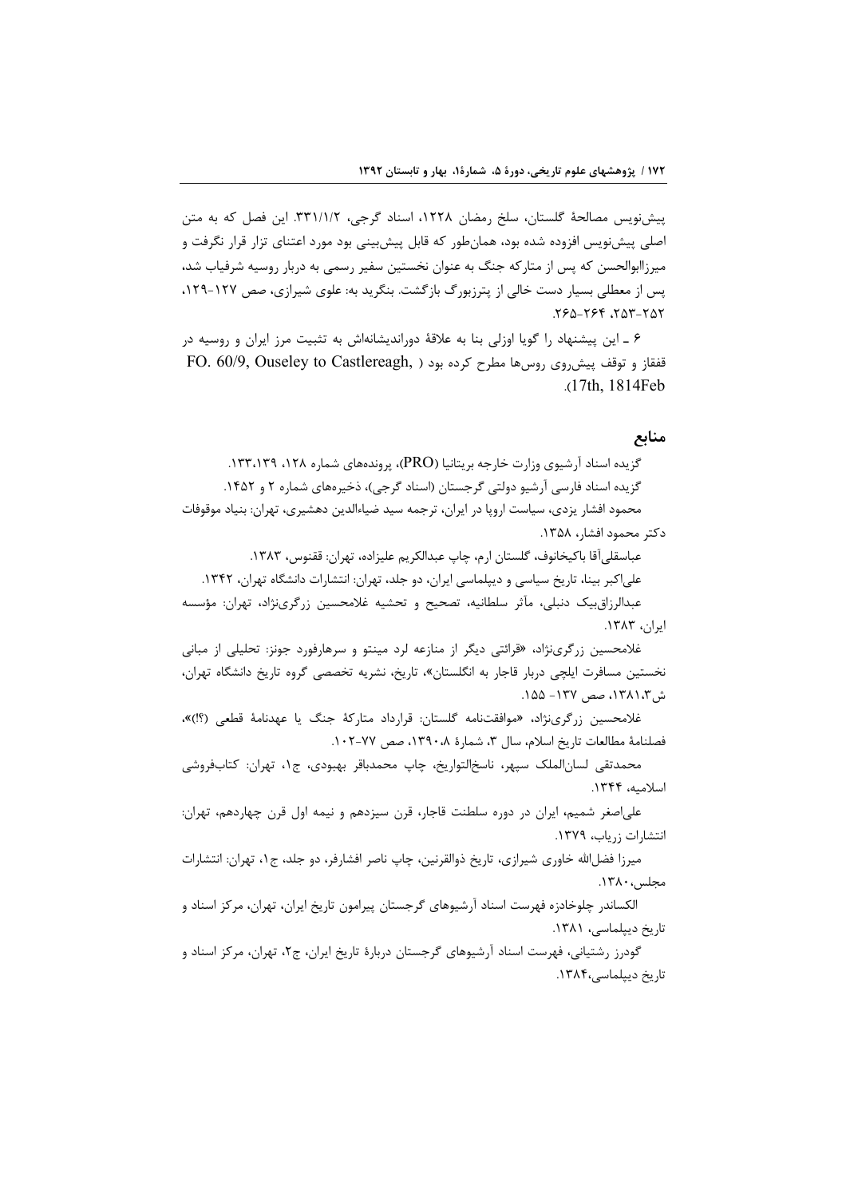پیش‌نویس مصالحهٔ گلستان، سلخ رمضان ۱۲۲۸، اسناد گرجی، ۳۳۱/۱/۲. این فصل که به متن اصلی پیش‌نویس افزوده شده بود، همان‌طور که قابل پیش‌بینی بود مورد اعتنای تزار قرار نگرفت و میرزاابوالحسن که پس از متارکه جنگ به عنوان نخستین سفیر رسمی به دربار روسیه شرفیاب شد، پس از معطلی بسیار دست خالی از پترزبورگ بازگشت. بنگرید به: علوی شیرازی، صص ۱۲۷-۱۲۹، ۲۵۲-۲۵۳، ۲۶۴-۲۶۵.

۶ ـ این پیشنهاد را گویا اوزلی بنا به علاقهٔ دوراندیشانه‌اش به تثبیت مرز ایران و روسیه در قفقاز و توقف پیش‌روی روس‌ها مطرح کرده بود ( FO. 60/9, Ouseley to Castlereagh, 17th, 1814Feb).

## منابع

گزیده اسناد آرشیوی وزارت خارجه بریتانیا (PRO)، پرونده‌های شماره ۱۲۸، ۱۳۹،۱۳۳.

گزیده اسناد فارسی آرشیو دولتی گرجستان (اسناد گرجی)، ذخیره‌های شماره ۲ و ۱۴۵۲.

محمود افشار یزدی، سیاست اروپا در ایران، ترجمه سید ضیاءالدین دهشیری، تهران: بنیاد موقوفات دکتر محمود افشار، ۱۳۵۸.

عباسقلی‌آقا باکیخانوف، گلستان ارم، چاپ عبدالکریم علیزاده، تهران: ققنوس، ۱۳۸۳.

علی‌اکبر بینا، تاریخ سیاسی و دیپلماسی ایران، دو جلد، تهران: انتشارات دانشگاه تهران، ۱۳۴۲.

عبدالرزاق‌بیک دنبلی، مآثر سلطانیه، تصحیح و تحشیه غلامحسین زرگری‌نژاد، تهران: مؤسسه ایران، ۱۳۸۳.

غلامحسین زرگری‌نژاد، «قرائتی دیگر از منازعه لرد مینتو و سرهارفورد جونز: تحلیلی از مبانی نخستین مسافرت ایلچی دربار قاجار به انگلستان»، تاریخ، نشریه تخصصی گروه تاریخ دانشگاه تهران، ش۱۳۸۱،۳، صص ۱۳۷- ۱۵۵.

غلامحسین زرگری‌نژاد، «موافقت‌نامه گلستان: قرارداد متارکهٔ جنگ یا عهدنامهٔ قطعی (؟!)»، فصلنامهٔ مطالعات تاریخ اسلام، سال ۳، شمارهٔ ۱۳۹۰،۸، صص ۷۷-۱۰۲.

محمدتقی لسان‌الملک سپهر، ناسخ‌التواریخ، چاپ محمدباقر بهبودی، ج۱، تهران: کتاب‌فروشی اسلامیه، ۱۳۴۴.

علی‌اصغر شمیم، ایران در دوره سلطنت قاجار، قرن سیزدهم و نیمه اول قرن چهاردهم، تهران: انتشارات زریاب، ۱۳۷۹.

میرزا فضل‌الله خاوری شیرازی، تاریخ ذوالقرنین، چاپ ناصر افشارفر، دو جلد، ج۱، تهران: انتشارات مجلس، ۱۳۸۰.

الکساندر چلوخادزه فهرست اسناد آرشیوهای گرجستان پیرامون تاریخ ایران، تهران، مرکز اسناد و تاریخ دیپلماسی، ۱۳۸۱.

گودرز رشتیانی، فهرست اسناد آرشیوهای گرجستان دربارهٔ تاریخ ایران، ج۲، تهران، مرکز اسناد و تاریخ دیپلماسی، ۱۳۸۴.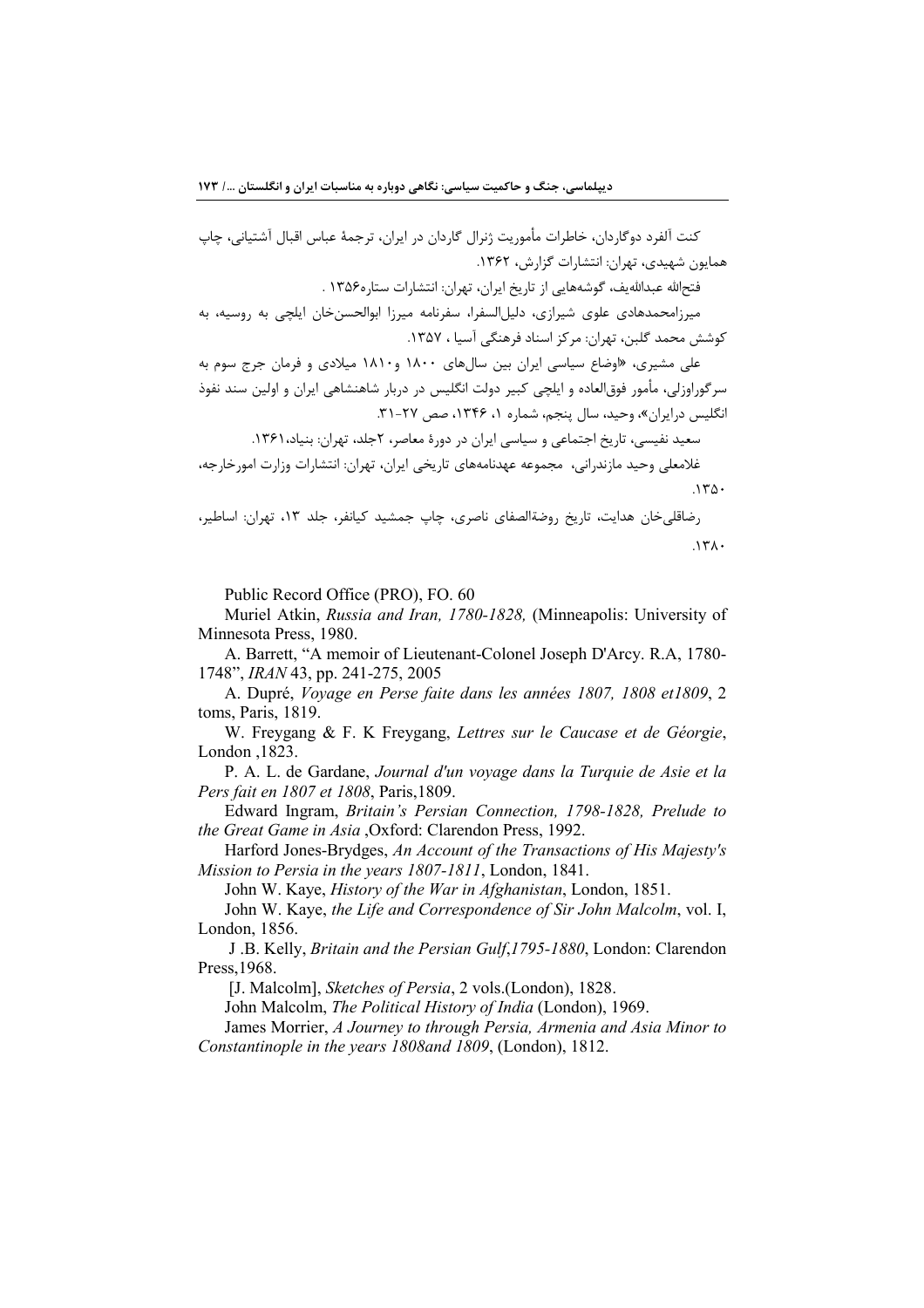کنت آلفرد دوگاردان، خاطرات مأموریت ژنرال گاردان در ایران، ترجمهٔ عباس اقبال آشتیانی، چاپ همایون شهیدی، تهران: انتشارات گزارش، ۱۳۶۲.

فتح‌الله عبدالله‌یف، گوشه‌هایی از تاریخ ایران، تهران: انتشارات ستاره۱۳۵۶ .

میرزامحمدهادی علوی شیرازی، دلیل‌السفرا، سفرنامه میرزا ابوالحسن‌خان ایلچی به روسیه، به کوشش محمد گلبن، تهران: مرکز اسناد فرهنگی آسیا ، ۱۳۵۷.

علی مشیری، «اوضاع سیاسی ایران بین سال‌های ۱۸۰۰ و۱۸۱۰ میلادی و فرمان جرج سوم به سرگوراوزلی، مأمور فوق‌العاده و ایلچی کبیر دولت انگلیس در دربار شاهنشاهی ایران و اولین سند نفوذ انگلیس درایران»، وحید، سال پنجم، شماره ۱، ۱۳۴۶، صص ۲۷-۳۱.

سعید نفیسی، تاریخ اجتماعی و سیاسی ایران در دورهٔ معاصر، ۲جلد، تهران: بنیاد،۱۳۶۱.

غلامعلی وحید مازندرانی، مجموعه عهدنامه‌های تاریخی ایران، تهران: انتشارات وزارت امورخارجه، ۱۳۵۰.

رضاقلی‌خان هدایت، تاریخ روضة‌الصفای ناصری، چاپ جمشید کیانفر، جلد ۱۳، تهران: اساطیر، ۱۳۸۰.

Public Record Office (PRO), FO. 60

Muriel Atkin, *Russia and Iran, 1780-1828,* (Minneapolis: University of Minnesota Press, 1980.

A. Barrett, "A memoir of Lieutenant-Colonel Joseph D'Arcy. R.A, 1780-1748", *IRAN* 43, pp. 241-275, 2005

A. Dupré, *Voyage en Perse faite dans les années 1807, 1808 et1809*, 2 toms, Paris, 1819.

W. Freygang & F. K Freygang, *Lettres sur le Caucase et de Géorgie*, London ,1823.

P. A. L. de Gardane, *Journal d'un voyage dans la Turquie de Asie et la Pers fait en 1807 et 1808*, Paris,1809.

Edward Ingram, *Britain's Persian Connection, 1798-1828, Prelude to the Great Game in Asia* ,Oxford: Clarendon Press, 1992.

Harford Jones-Brydges, *An Account of the Transactions of His Majesty's Mission to Persia in the years 1807-1811*, London, 1841.

John W. Kaye, *History of the War in Afghanistan*, London, 1851.

John W. Kaye, *the Life and Correspondence of Sir John Malcolm*, vol. I, London, 1856.

J .B. Kelly, *Britain and the Persian Gulf,1795-1880*, London: Clarendon Press,1968.

[J. Malcolm], *Sketches of Persia*, 2 vols.(London), 1828.

John Malcolm, *The Political History of India* (London), 1969.

James Morrier, *A Journey to through Persia, Armenia and Asia Minor to Constantinople in the years 1808and 1809*, (London), 1812.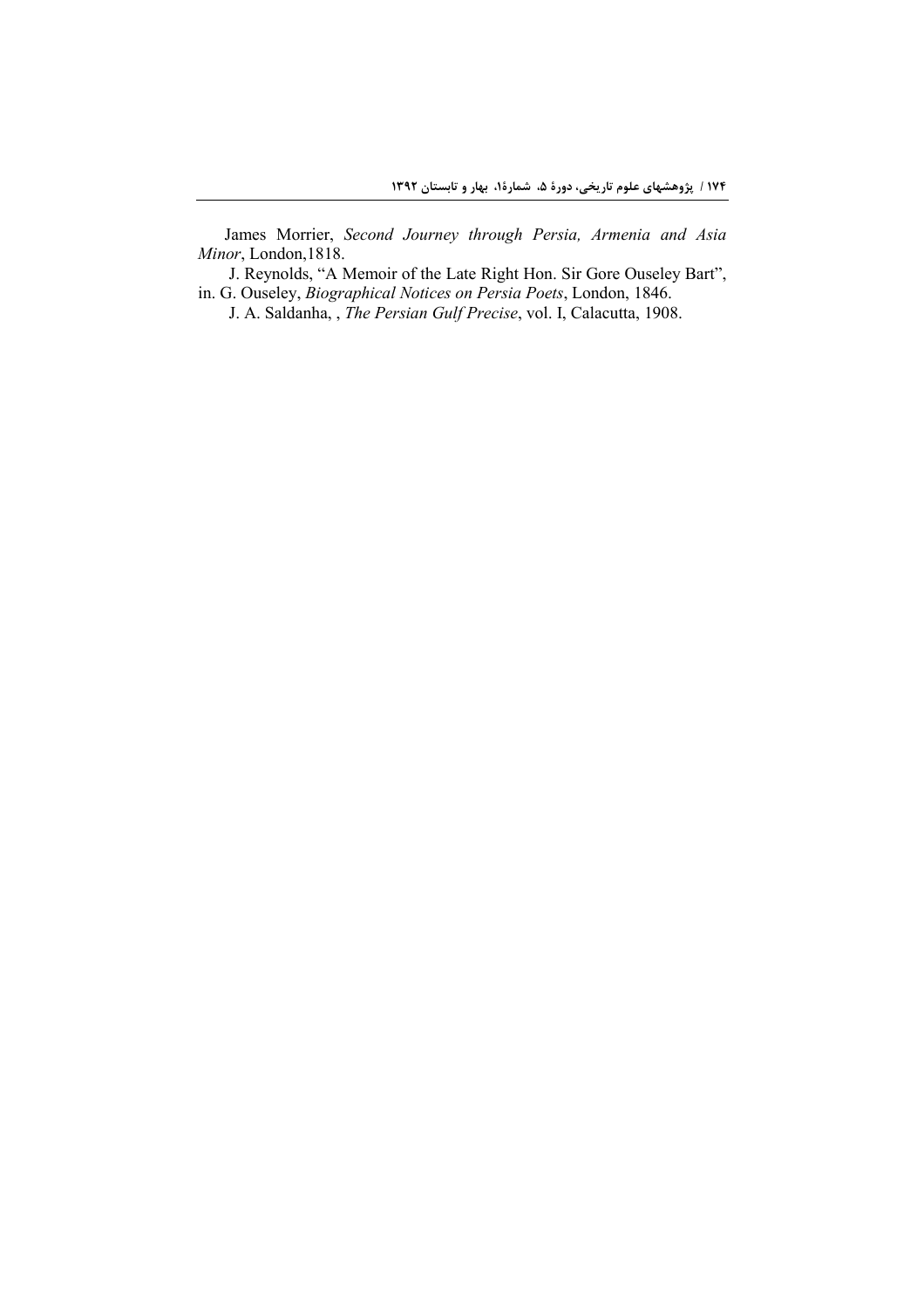James Morrier, *Second Journey through Persia, Armenia and Asia Minor*, London,1818.

J. Reynolds, "A Memoir of the Late Right Hon. Sir Gore Ouseley Bart", in. G. Ouseley, *Biographical Notices on Persia Poets*, London, 1846.

J. A. Saldanha, , *The Persian Gulf Precise*, vol. I, Calacutta, 1908.